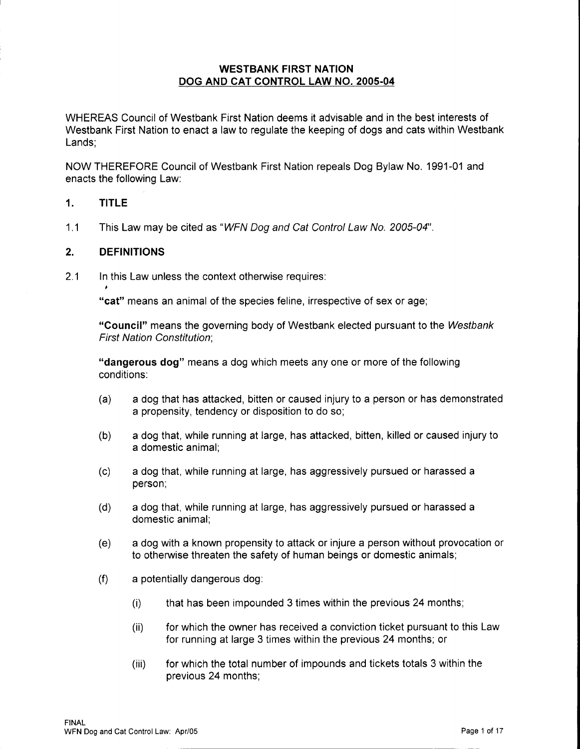# WESTBANK FIRST NATION
## DOG AND CAT CONTROL LAW NO. 2005-04

WHEREAS Council of Westbank First Nation deems it advisable and in the best interests of Westbank First Nation to enact a law to regulate the keeping of dogs and cats within Westbank Lands;

NOW THEREFORE Council of Westbank First Nation repeals Dog Bylaw No. 1991-01 and enacts the following Law:

### 1. TITLE

1.1 This Law may be cited as "*WFN Dog and Cat Control Law No. 2005-04*".

### 2. DEFINITIONS

2.1 In this Law unless the context otherwise requires:

**"cat"** means an animal of the species feline, irrespective of sex or age;

**"Council"** means the governing body of Westbank elected pursuant to the *Westbank First Nation Constitution*;

**"dangerous dog"** means a dog which meets any one or more of the following conditions:

(a) a dog that has attacked, bitten or caused injury to a person or has demonstrated a propensity, tendency or disposition to do so;

(b) a dog that, while running at large, has attacked, bitten, killed or caused injury to a domestic animal;

(c) a dog that, while running at large, has aggressively pursued or harassed a person;

(d) a dog that, while running at large, has aggressively pursued or harassed a domestic animal;

(e) a dog with a known propensity to attack or injure a person without provocation or to otherwise threaten the safety of human beings or domestic animals;

(f) a potentially dangerous dog:

(i) that has been impounded 3 times within the previous 24 months;

(ii) for which the owner has received a conviction ticket pursuant to this Law for running at large 3 times within the previous 24 months; or

(iii) for which the total number of impounds and tickets totals 3 within the previous 24 months;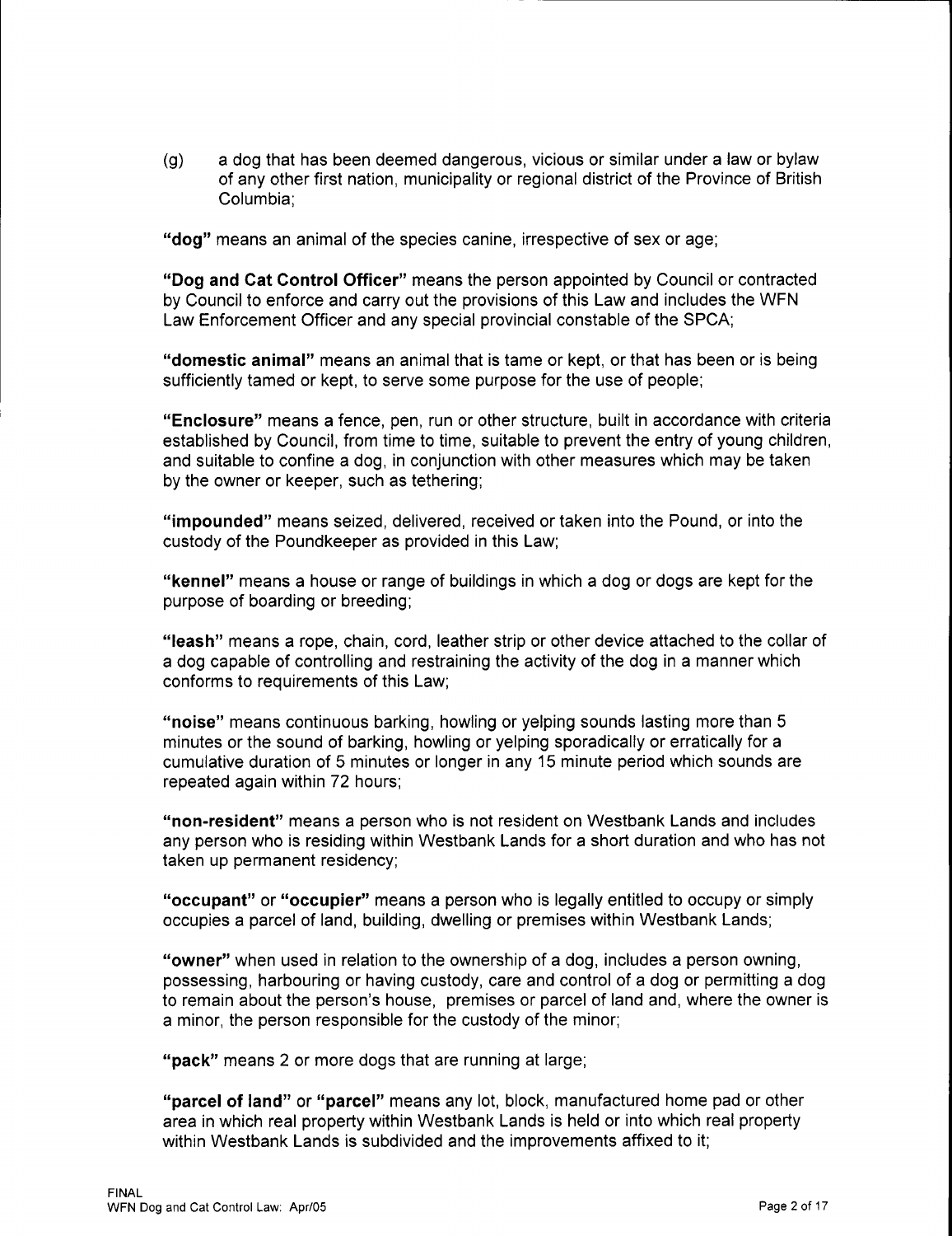(g) a dog that has been deemed dangerous, vicious or similar under a law or bylaw of any other first nation, municipality or regional district of the Province of British Columbia;

**"dog"** means an animal of the species canine, irrespective of sex or age;

**"Dog and Cat Control Officer"** means the person appointed by Council or contracted by Council to enforce and carry out the provisions of this Law and includes the WFN Law Enforcement Officer and any special provincial constable of the SPCA;

**"domestic animal"** means an animal that is tame or kept, or that has been or is being sufficiently tamed or kept, to serve some purpose for the use of people;

**"Enclosure"** means a fence, pen, run or other structure, built in accordance with criteria established by Council, from time to time, suitable to prevent the entry of young children, and suitable to confine a dog, in conjunction with other measures which may be taken by the owner or keeper, such as tethering;

**"impounded"** means seized, delivered, received or taken into the Pound, or into the custody of the Poundkeeper as provided in this Law;

**"kennel"** means a house or range of buildings in which a dog or dogs are kept for the purpose of boarding or breeding;

**"leash"** means a rope, chain, cord, leather strip or other device attached to the collar of a dog capable of controlling and restraining the activity of the dog in a manner which conforms to requirements of this Law;

**"noise"** means continuous barking, howling or yelping sounds lasting more than 5 minutes or the sound of barking, howling or yelping sporadically or erratically for a cumulative duration of 5 minutes or longer in any 15 minute period which sounds are repeated again within 72 hours;

**"non-resident"** means a person who is not resident on Westbank Lands and includes any person who is residing within Westbank Lands for a short duration and who has not taken up permanent residency;

**"occupant"** or **"occupier"** means a person who is legally entitled to occupy or simply occupies a parcel of land, building, dwelling or premises within Westbank Lands;

**"owner"** when used in relation to the ownership of a dog, includes a person owning, possessing, harbouring or having custody, care and control of a dog or permitting a dog to remain about the person's house, premises or parcel of land and, where the owner is a minor, the person responsible for the custody of the minor;

**"pack"** means 2 or more dogs that are running at large;

**"parcel of land"** or **"parcel"** means any lot, block, manufactured home pad or other area in which real property within Westbank Lands is held or into which real property within Westbank Lands is subdivided and the improvements affixed to it;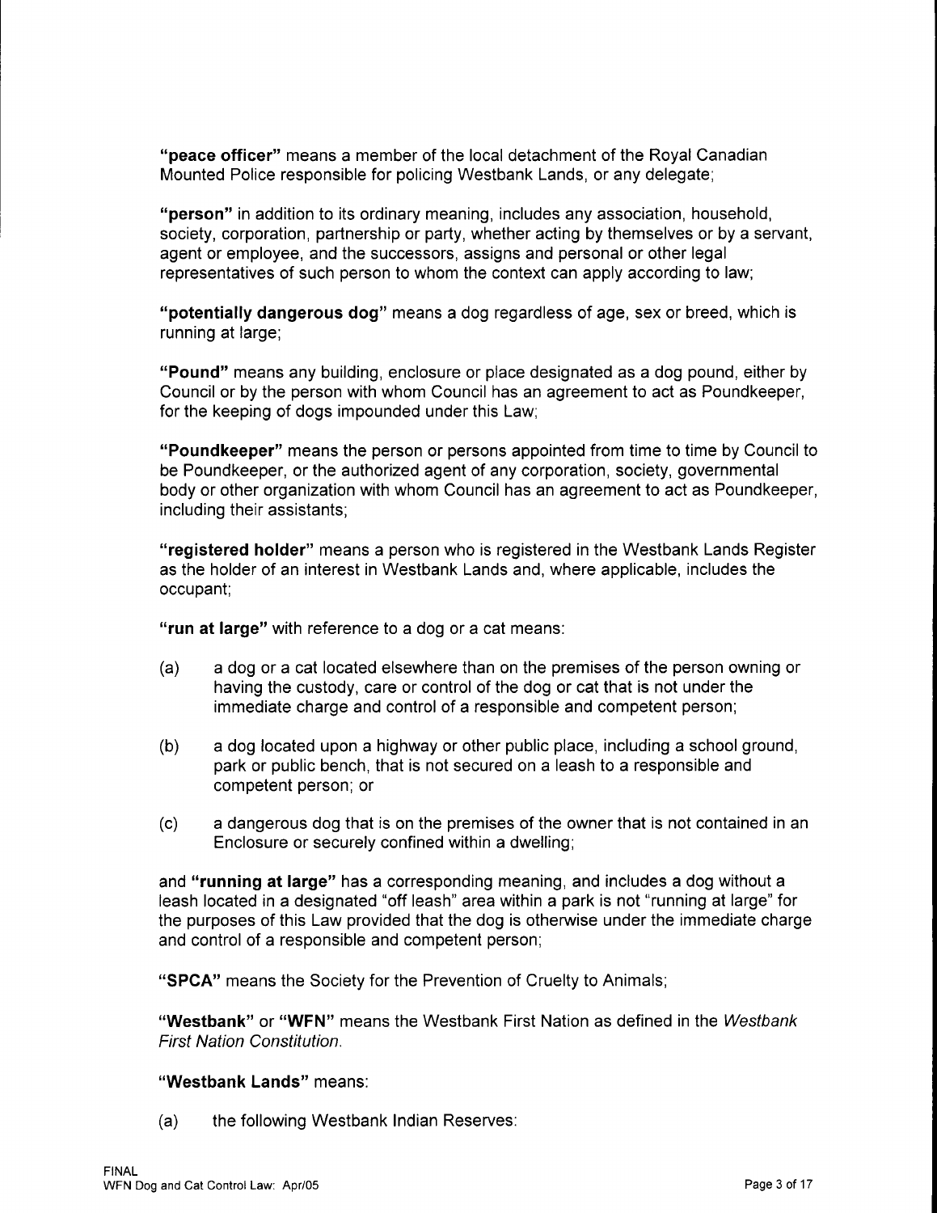**"peace officer"** means a member of the local detachment of the Royal Canadian Mounted Police responsible for policing Westbank Lands, or any delegate;

**"person"** in addition to its ordinary meaning, includes any association, household, society, corporation, partnership or party, whether acting by themselves or by a servant, agent or employee, and the successors, assigns and personal or other legal representatives of such person to whom the context can apply according to law;

**"potentially dangerous dog"** means a dog regardless of age, sex or breed, which is running at large;

**"Pound"** means any building, enclosure or place designated as a dog pound, either by Council or by the person with whom Council has an agreement to act as Poundkeeper, for the keeping of dogs impounded under this Law;

**"Poundkeeper"** means the person or persons appointed from time to time by Council to be Poundkeeper, or the authorized agent of any corporation, society, governmental body or other organization with whom Council has an agreement to act as Poundkeeper, including their assistants;

**"registered holder"** means a person who is registered in the Westbank Lands Register as the holder of an interest in Westbank Lands and, where applicable, includes the occupant;

**"run at large"** with reference to a dog or a cat means:

(a) a dog or a cat located elsewhere than on the premises of the person owning or having the custody, care or control of the dog or cat that is not under the immediate charge and control of a responsible and competent person;

(b) a dog located upon a highway or other public place, including a school ground, park or public bench, that is not secured on a leash to a responsible and competent person; or

(c) a dangerous dog that is on the premises of the owner that is not contained in an Enclosure or securely confined within a dwelling;

and **"running at large"** has a corresponding meaning, and includes a dog without a leash located in a designated "off leash" area within a park is not "running at large" for the purposes of this Law provided that the dog is otherwise under the immediate charge and control of a responsible and competent person;

**"SPCA"** means the Society for the Prevention of Cruelty to Animals;

**"Westbank"** or **"WFN"** means the Westbank First Nation as defined in the *Westbank First Nation Constitution*.

**"Westbank Lands"** means:

(a) the following Westbank Indian Reserves: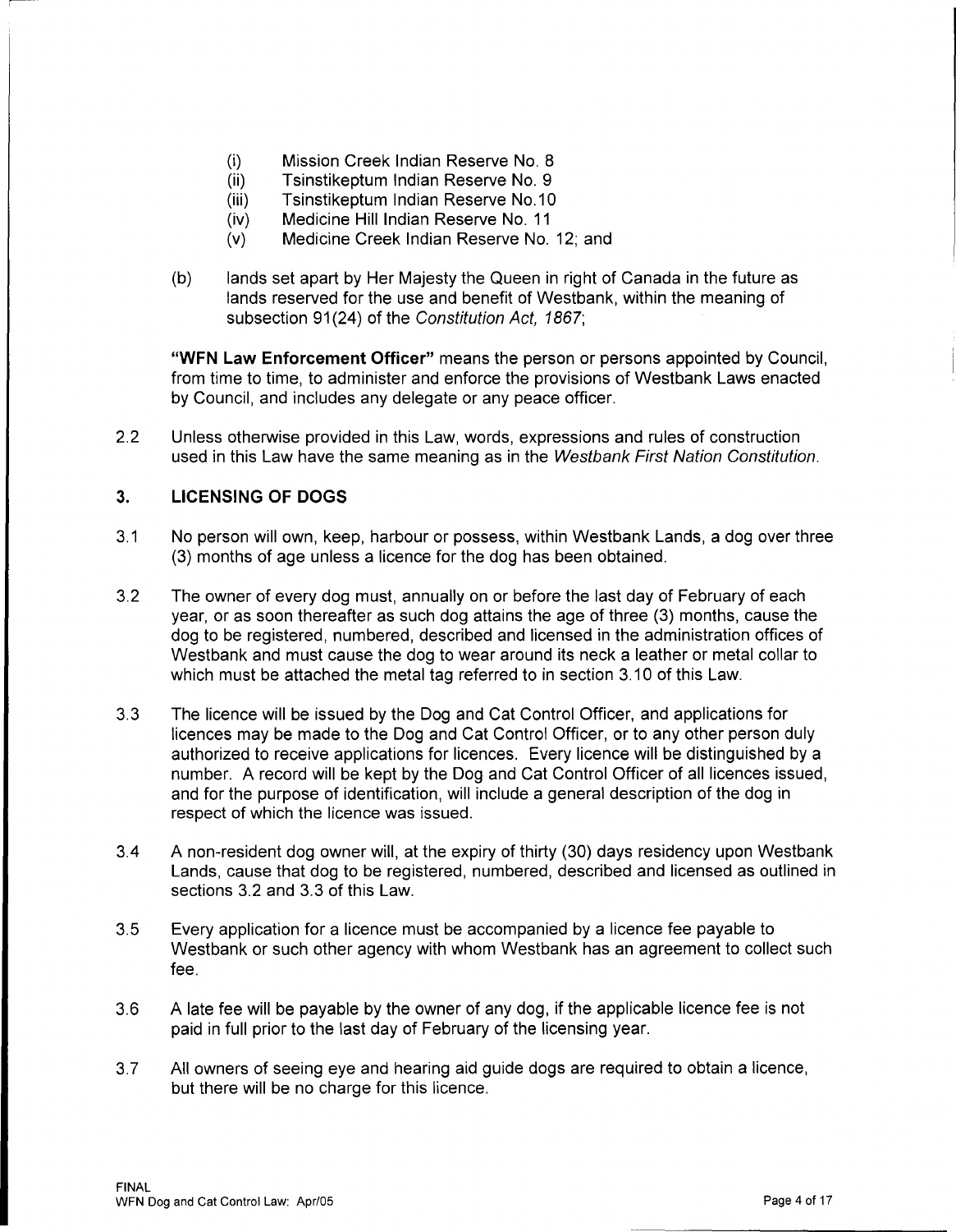(i) Mission Creek Indian Reserve No. 8
(ii) Tsinstikeptum Indian Reserve No. 9
(iii) Tsinstikeptum Indian Reserve No.10
(iv) Medicine Hill Indian Reserve No. 11
(v) Medicine Creek Indian Reserve No. 12; and

(b) lands set apart by Her Majesty the Queen in right of Canada in the future as lands reserved for the use and benefit of Westbank, within the meaning of subsection 91(24) of the *Constitution Act, 1867*;

**"WFN Law Enforcement Officer"** means the person or persons appointed by Council, from time to time, to administer and enforce the provisions of Westbank Laws enacted by Council, and includes any delegate or any peace officer.

2.2 Unless otherwise provided in this Law, words, expressions and rules of construction used in this Law have the same meaning as in the *Westbank First Nation Constitution*.

## 3. LICENSING OF DOGS

3.1 No person will own, keep, harbour or possess, within Westbank Lands, a dog over three (3) months of age unless a licence for the dog has been obtained.

3.2 The owner of every dog must, annually on or before the last day of February of each year, or as soon thereafter as such dog attains the age of three (3) months, cause the dog to be registered, numbered, described and licensed in the administration offices of Westbank and must cause the dog to wear around its neck a leather or metal collar to which must be attached the metal tag referred to in section 3.10 of this Law.

3.3 The licence will be issued by the Dog and Cat Control Officer, and applications for licences may be made to the Dog and Cat Control Officer, or to any other person duly authorized to receive applications for licences. Every licence will be distinguished by a number. A record will be kept by the Dog and Cat Control Officer of all licences issued, and for the purpose of identification, will include a general description of the dog in respect of which the licence was issued.

3.4 A non-resident dog owner will, at the expiry of thirty (30) days residency upon Westbank Lands, cause that dog to be registered, numbered, described and licensed as outlined in sections 3.2 and 3.3 of this Law.

3.5 Every application for a licence must be accompanied by a licence fee payable to Westbank or such other agency with whom Westbank has an agreement to collect such fee.

3.6 A late fee will be payable by the owner of any dog, if the applicable licence fee is not paid in full prior to the last day of February of the licensing year.

3.7 All owners of seeing eye and hearing aid guide dogs are required to obtain a licence, but there will be no charge for this licence.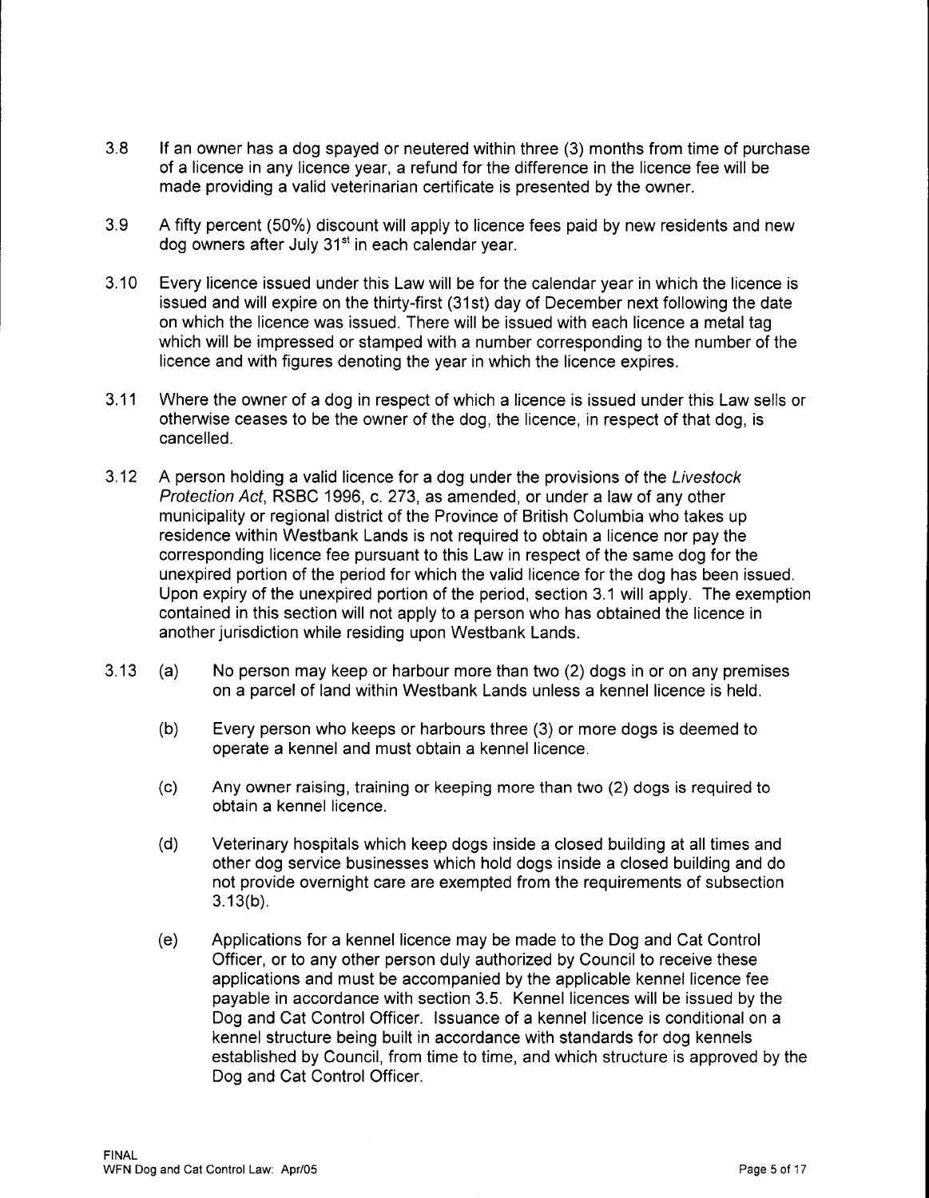3.8 If an owner has a dog spayed or neutered within three (3) months from time of purchase of a licence in any licence year, a refund for the difference in the licence fee will be made providing a valid veterinarian certificate is presented by the owner.

3.9 A fifty percent (50%) discount will apply to licence fees paid by new residents and new dog owners after July 31st in each calendar year.

3.10 Every licence issued under this Law will be for the calendar year in which the licence is issued and will expire on the thirty-first (31st) day of December next following the date on which the licence was issued. There will be issued with each licence a metal tag which will be impressed or stamped with a number corresponding to the number of the licence and with figures denoting the year in which the licence expires.

3.11 Where the owner of a dog in respect of which a licence is issued under this Law sells or otherwise ceases to be the owner of the dog, the licence, in respect of that dog, is cancelled.

3.12 A person holding a valid licence for a dog under the provisions of the *Livestock Protection Act*, RSBC 1996, c. 273, as amended, or under a law of any other municipality or regional district of the Province of British Columbia who takes up residence within Westbank Lands is not required to obtain a licence nor pay the corresponding licence fee pursuant to this Law in respect of the same dog for the unexpired portion of the period for which the valid licence for the dog has been issued. Upon expiry of the unexpired portion of the period, section 3.1 will apply. The exemption contained in this section will not apply to a person who has obtained the licence in another jurisdiction while residing upon Westbank Lands.

3.13 (a) No person may keep or harbour more than two (2) dogs in or on any premises on a parcel of land within Westbank Lands unless a kennel licence is held.

(b) Every person who keeps or harbours three (3) or more dogs is deemed to operate a kennel and must obtain a kennel licence.

(c) Any owner raising, training or keeping more than two (2) dogs is required to obtain a kennel licence.

(d) Veterinary hospitals which keep dogs inside a closed building at all times and other dog service businesses which hold dogs inside a closed building and do not provide overnight care are exempted from the requirements of subsection 3.13(b).

(e) Applications for a kennel licence may be made to the Dog and Cat Control Officer, or to any other person duly authorized by Council to receive these applications and must be accompanied by the applicable kennel licence fee payable in accordance with section 3.5. Kennel licences will be issued by the Dog and Cat Control Officer. Issuance of a kennel licence is conditional on a kennel structure being built in accordance with standards for dog kennels established by Council, from time to time, and which structure is approved by the Dog and Cat Control Officer.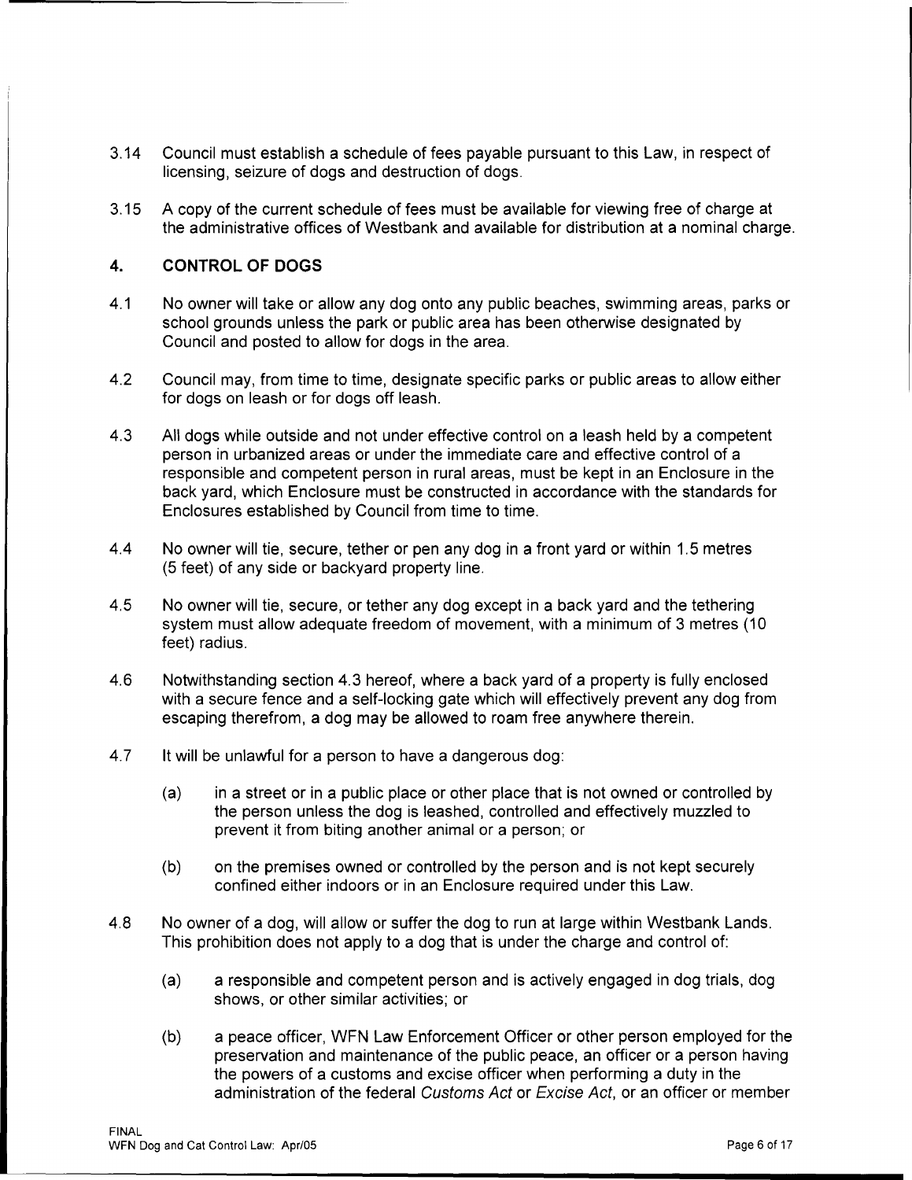3.14 Council must establish a schedule of fees payable pursuant to this Law, in respect of licensing, seizure of dogs and destruction of dogs.

3.15 A copy of the current schedule of fees must be available for viewing free of charge at the administrative offices of Westbank and available for distribution at a nominal charge.

## 4. CONTROL OF DOGS

4.1 No owner will take or allow any dog onto any public beaches, swimming areas, parks or school grounds unless the park or public area has been otherwise designated by Council and posted to allow for dogs in the area.

4.2 Council may, from time to time, designate specific parks or public areas to allow either for dogs on leash or for dogs off leash.

4.3 All dogs while outside and not under effective control on a leash held by a competent person in urbanized areas or under the immediate care and effective control of a responsible and competent person in rural areas, must be kept in an Enclosure in the back yard, which Enclosure must be constructed in accordance with the standards for Enclosures established by Council from time to time.

4.4 No owner will tie, secure, tether or pen any dog in a front yard or within 1.5 metres (5 feet) of any side or backyard property line.

4.5 No owner will tie, secure, or tether any dog except in a back yard and the tethering system must allow adequate freedom of movement, with a minimum of 3 metres (10 feet) radius.

4.6 Notwithstanding section 4.3 hereof, where a back yard of a property is fully enclosed with a secure fence and a self-locking gate which will effectively prevent any dog from escaping therefrom, a dog may be allowed to roam free anywhere therein.

4.7 It will be unlawful for a person to have a dangerous dog:

(a) in a street or in a public place or other place that is not owned or controlled by the person unless the dog is leashed, controlled and effectively muzzled to prevent it from biting another animal or a person; or

(b) on the premises owned or controlled by the person and is not kept securely confined either indoors or in an Enclosure required under this Law.

4.8 No owner of a dog, will allow or suffer the dog to run at large within Westbank Lands. This prohibition does not apply to a dog that is under the charge and control of:

(a) a responsible and competent person and is actively engaged in dog trials, dog shows, or other similar activities; or

(b) a peace officer, WFN Law Enforcement Officer or other person employed for the preservation and maintenance of the public peace, an officer or a person having the powers of a customs and excise officer when performing a duty in the administration of the federal *Customs Act* or *Excise Act*, or an officer or member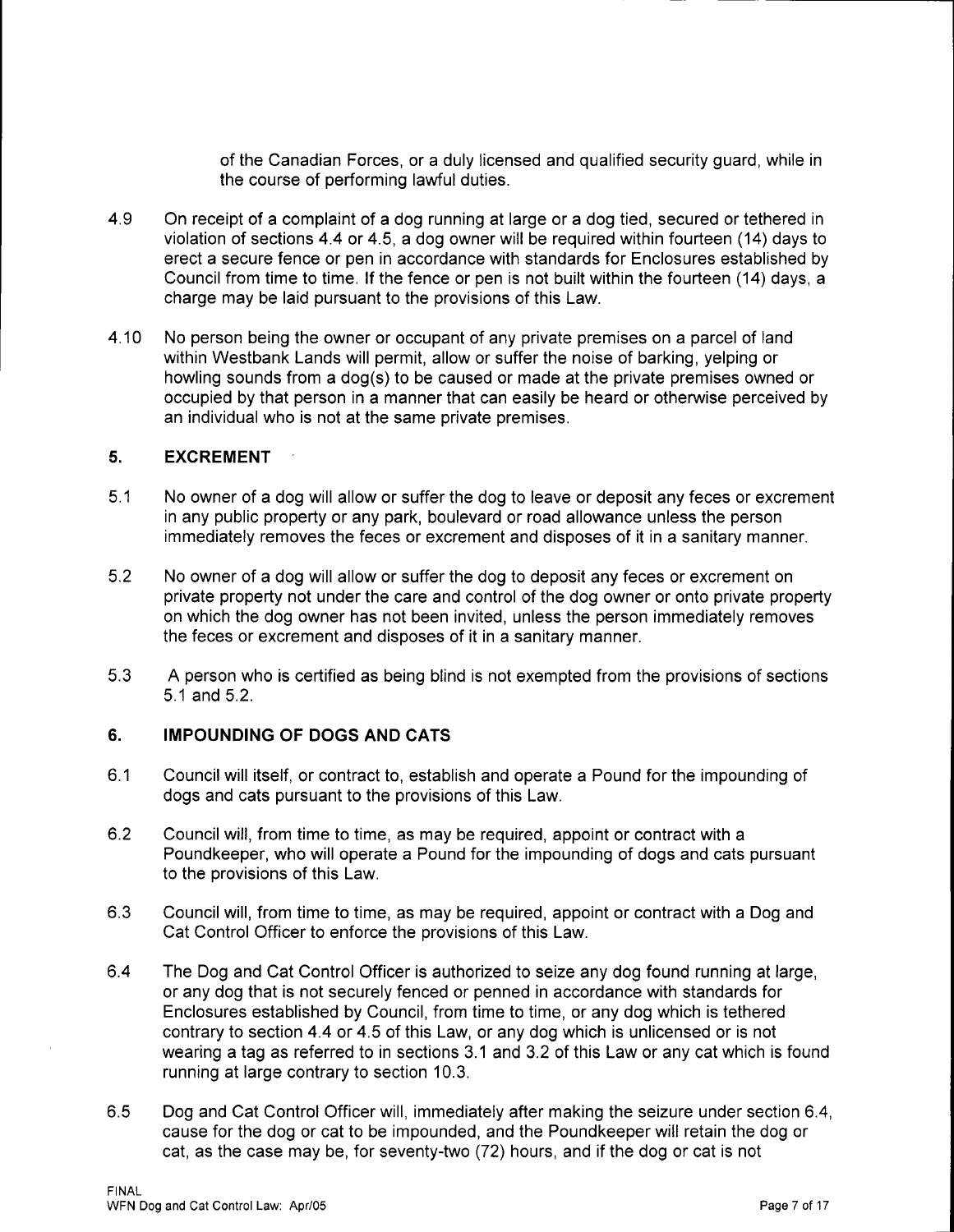of the Canadian Forces, or a duly licensed and qualified security guard, while in the course of performing lawful duties.

4.9 On receipt of a complaint of a dog running at large or a dog tied, secured or tethered in violation of sections 4.4 or 4.5, a dog owner will be required within fourteen (14) days to erect a secure fence or pen in accordance with standards for Enclosures established by Council from time to time. If the fence or pen is not built within the fourteen (14) days, a charge may be laid pursuant to the provisions of this Law.

4.10 No person being the owner or occupant of any private premises on a parcel of land within Westbank Lands will permit, allow or suffer the noise of barking, yelping or howling sounds from a dog(s) to be caused or made at the private premises owned or occupied by that person in a manner that can easily be heard or otherwise perceived by an individual who is not at the same private premises.

## 5. EXCREMENT

5.1 No owner of a dog will allow or suffer the dog to leave or deposit any feces or excrement in any public property or any park, boulevard or road allowance unless the person immediately removes the feces or excrement and disposes of it in a sanitary manner.

5.2 No owner of a dog will allow or suffer the dog to deposit any feces or excrement on private property not under the care and control of the dog owner or onto private property on which the dog owner has not been invited, unless the person immediately removes the feces or excrement and disposes of it in a sanitary manner.

5.3 A person who is certified as being blind is not exempted from the provisions of sections 5.1 and 5.2.

## 6. IMPOUNDING OF DOGS AND CATS

6.1 Council will itself, or contract to, establish and operate a Pound for the impounding of dogs and cats pursuant to the provisions of this Law.

6.2 Council will, from time to time, as may be required, appoint or contract with a Poundkeeper, who will operate a Pound for the impounding of dogs and cats pursuant to the provisions of this Law.

6.3 Council will, from time to time, as may be required, appoint or contract with a Dog and Cat Control Officer to enforce the provisions of this Law.

6.4 The Dog and Cat Control Officer is authorized to seize any dog found running at large, or any dog that is not securely fenced or penned in accordance with standards for Enclosures established by Council, from time to time, or any dog which is tethered contrary to section 4.4 or 4.5 of this Law, or any dog which is unlicensed or is not wearing a tag as referred to in sections 3.1 and 3.2 of this Law or any cat which is found running at large contrary to section 10.3.

6.5 Dog and Cat Control Officer will, immediately after making the seizure under section 6.4, cause for the dog or cat to be impounded, and the Poundkeeper will retain the dog or cat, as the case may be, for seventy-two (72) hours, and if the dog or cat is not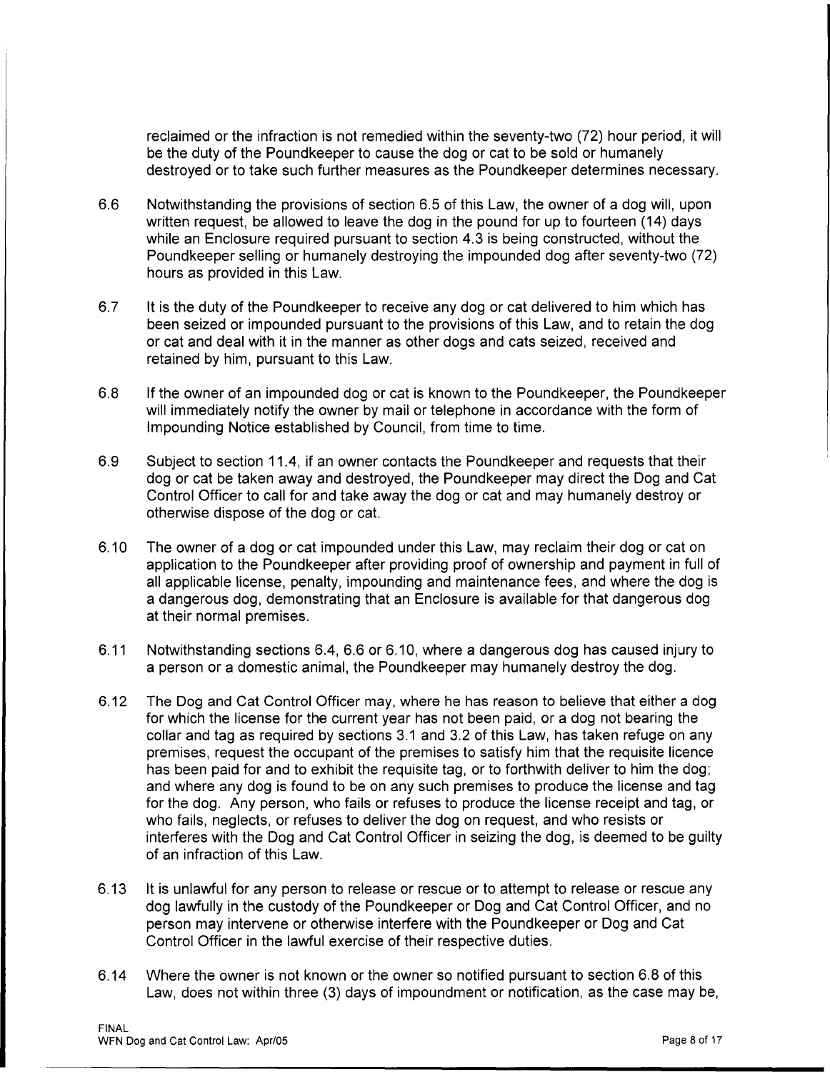reclaimed or the infraction is not remedied within the seventy-two (72) hour period, it will be the duty of the Poundkeeper to cause the dog or cat to be sold or humanely destroyed or to take such further measures as the Poundkeeper determines necessary.

6.6 Notwithstanding the provisions of section 6.5 of this Law, the owner of a dog will, upon written request, be allowed to leave the dog in the pound for up to fourteen (14) days while an Enclosure required pursuant to section 4.3 is being constructed, without the Poundkeeper selling or humanely destroying the impounded dog after seventy-two (72) hours as provided in this Law.

6.7 It is the duty of the Poundkeeper to receive any dog or cat delivered to him which has been seized or impounded pursuant to the provisions of this Law, and to retain the dog or cat and deal with it in the manner as other dogs and cats seized, received and retained by him, pursuant to this Law.

6.8 If the owner of an impounded dog or cat is known to the Poundkeeper, the Poundkeeper will immediately notify the owner by mail or telephone in accordance with the form of Impounding Notice established by Council, from time to time.

6.9 Subject to section 11.4, if an owner contacts the Poundkeeper and requests that their dog or cat be taken away and destroyed, the Poundkeeper may direct the Dog and Cat Control Officer to call for and take away the dog or cat and may humanely destroy or otherwise dispose of the dog or cat.

6.10 The owner of a dog or cat impounded under this Law, may reclaim their dog or cat on application to the Poundkeeper after providing proof of ownership and payment in full of all applicable license, penalty, impounding and maintenance fees, and where the dog is a dangerous dog, demonstrating that an Enclosure is available for that dangerous dog at their normal premises.

6.11 Notwithstanding sections 6.4, 6.6 or 6.10, where a dangerous dog has caused injury to a person or a domestic animal, the Poundkeeper may humanely destroy the dog.

6.12 The Dog and Cat Control Officer may, where he has reason to believe that either a dog for which the license for the current year has not been paid, or a dog not bearing the collar and tag as required by sections 3.1 and 3.2 of this Law, has taken refuge on any premises, request the occupant of the premises to satisfy him that the requisite licence has been paid for and to exhibit the requisite tag, or to forthwith deliver to him the dog; and where any dog is found to be on any such premises to produce the license and tag for the dog. Any person, who fails or refuses to produce the license receipt and tag, or who fails, neglects, or refuses to deliver the dog on request, and who resists or interferes with the Dog and Cat Control Officer in seizing the dog, is deemed to be guilty of an infraction of this Law.

6.13 It is unlawful for any person to release or rescue or to attempt to release or rescue any dog lawfully in the custody of the Poundkeeper or Dog and Cat Control Officer, and no person may intervene or otherwise interfere with the Poundkeeper or Dog and Cat Control Officer in the lawful exercise of their respective duties.

6.14 Where the owner is not known or the owner so notified pursuant to section 6.8 of this Law, does not within three (3) days of impoundment or notification, as the case may be,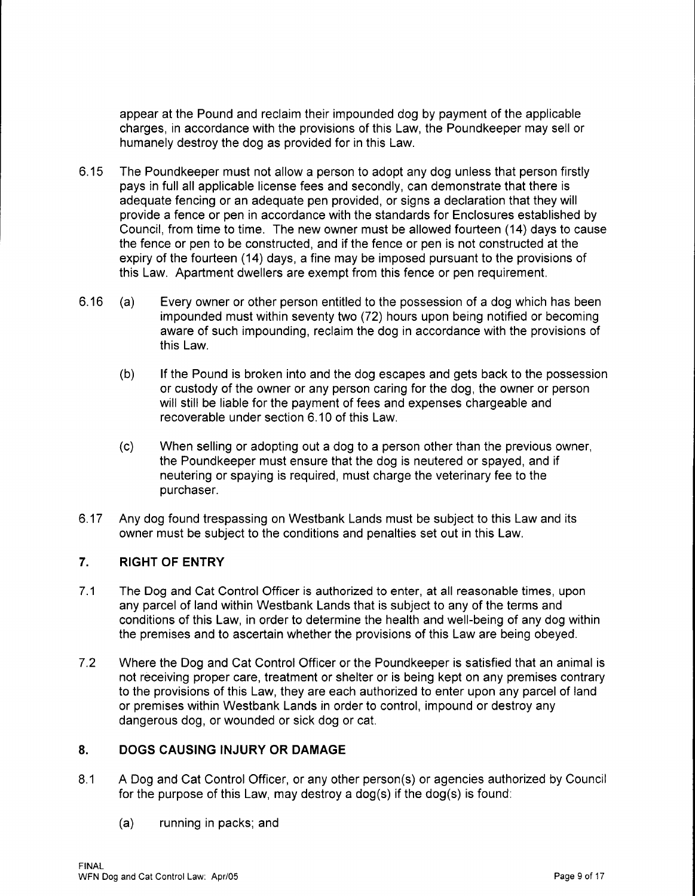appear at the Pound and reclaim their impounded dog by payment of the applicable charges, in accordance with the provisions of this Law, the Poundkeeper may sell or humanely destroy the dog as provided for in this Law.

6.15 The Poundkeeper must not allow a person to adopt any dog unless that person firstly pays in full all applicable license fees and secondly, can demonstrate that there is adequate fencing or an adequate pen provided, or signs a declaration that they will provide a fence or pen in accordance with the standards for Enclosures established by Council, from time to time. The new owner must be allowed fourteen (14) days to cause the fence or pen to be constructed, and if the fence or pen is not constructed at the expiry of the fourteen (14) days, a fine may be imposed pursuant to the provisions of this Law. Apartment dwellers are exempt from this fence or pen requirement.

6.16 (a) Every owner or other person entitled to the possession of a dog which has been impounded must within seventy two (72) hours upon being notified or becoming aware of such impounding, reclaim the dog in accordance with the provisions of this Law.

(b) If the Pound is broken into and the dog escapes and gets back to the possession or custody of the owner or any person caring for the dog, the owner or person will still be liable for the payment of fees and expenses chargeable and recoverable under section 6.10 of this Law.

(c) When selling or adopting out a dog to a person other than the previous owner, the Poundkeeper must ensure that the dog is neutered or spayed, and if neutering or spaying is required, must charge the veterinary fee to the purchaser.

6.17 Any dog found trespassing on Westbank Lands must be subject to this Law and its owner must be subject to the conditions and penalties set out in this Law.

## 7. RIGHT OF ENTRY

7.1 The Dog and Cat Control Officer is authorized to enter, at all reasonable times, upon any parcel of land within Westbank Lands that is subject to any of the terms and conditions of this Law, in order to determine the health and well-being of any dog within the premises and to ascertain whether the provisions of this Law are being obeyed.

7.2 Where the Dog and Cat Control Officer or the Poundkeeper is satisfied that an animal is not receiving proper care, treatment or shelter or is being kept on any premises contrary to the provisions of this Law, they are each authorized to enter upon any parcel of land or premises within Westbank Lands in order to control, impound or destroy any dangerous dog, or wounded or sick dog or cat.

## 8. DOGS CAUSING INJURY OR DAMAGE

8.1 A Dog and Cat Control Officer, or any other person(s) or agencies authorized by Council for the purpose of this Law, may destroy a dog(s) if the dog(s) is found:

(a) running in packs; and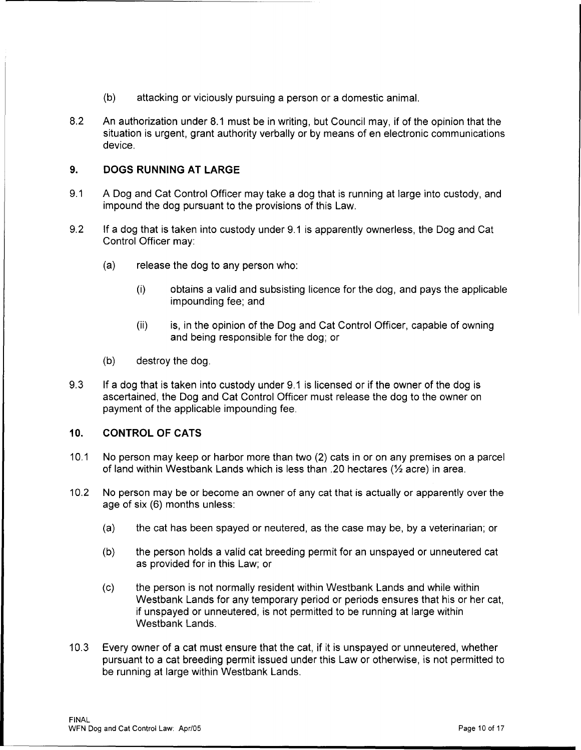(b) attacking or viciously pursuing a person or a domestic animal.

8.2 An authorization under 8.1 must be in writing, but Council may, if of the opinion that the situation is urgent, grant authority verbally or by means of en electronic communications device.

## 9. DOGS RUNNING AT LARGE

9.1 A Dog and Cat Control Officer may take a dog that is running at large into custody, and impound the dog pursuant to the provisions of this Law.

9.2 If a dog that is taken into custody under 9.1 is apparently ownerless, the Dog and Cat Control Officer may:

(a) release the dog to any person who:

(i) obtains a valid and subsisting licence for the dog, and pays the applicable impounding fee; and

(ii) is, in the opinion of the Dog and Cat Control Officer, capable of owning and being responsible for the dog; or

(b) destroy the dog.

9.3 If a dog that is taken into custody under 9.1 is licensed or if the owner of the dog is ascertained, the Dog and Cat Control Officer must release the dog to the owner on payment of the applicable impounding fee.

## 10. CONTROL OF CATS

10.1 No person may keep or harbor more than two (2) cats in or on any premises on a parcel of land within Westbank Lands which is less than .20 hectares (½ acre) in area.

10.2 No person may be or become an owner of any cat that is actually or apparently over the age of six (6) months unless:

(a) the cat has been spayed or neutered, as the case may be, by a veterinarian; or

(b) the person holds a valid cat breeding permit for an unspayed or unneutered cat as provided for in this Law; or

(c) the person is not normally resident within Westbank Lands and while within Westbank Lands for any temporary period or periods ensures that his or her cat, if unspayed or unneutered, is not permitted to be running at large within Westbank Lands.

10.3 Every owner of a cat must ensure that the cat, if it is unspayed or unneutered, whether pursuant to a cat breeding permit issued under this Law or otherwise, is not permitted to be running at large within Westbank Lands.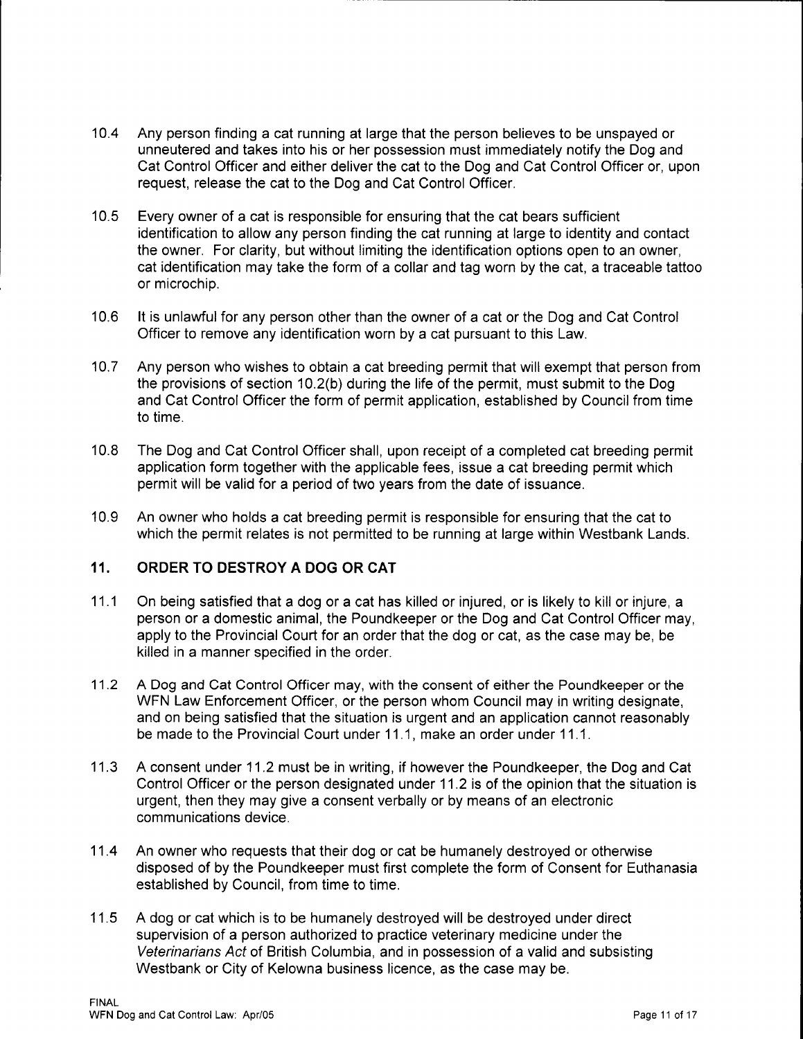10.4 Any person finding a cat running at large that the person believes to be unspayed or unneutered and takes into his or her possession must immediately notify the Dog and Cat Control Officer and either deliver the cat to the Dog and Cat Control Officer or, upon request, release the cat to the Dog and Cat Control Officer.

10.5 Every owner of a cat is responsible for ensuring that the cat bears sufficient identification to allow any person finding the cat running at large to identity and contact the owner. For clarity, but without limiting the identification options open to an owner, cat identification may take the form of a collar and tag worn by the cat, a traceable tattoo or microchip.

10.6 It is unlawful for any person other than the owner of a cat or the Dog and Cat Control Officer to remove any identification worn by a cat pursuant to this Law.

10.7 Any person who wishes to obtain a cat breeding permit that will exempt that person from the provisions of section 10.2(b) during the life of the permit, must submit to the Dog and Cat Control Officer the form of permit application, established by Council from time to time.

10.8 The Dog and Cat Control Officer shall, upon receipt of a completed cat breeding permit application form together with the applicable fees, issue a cat breeding permit which permit will be valid for a period of two years from the date of issuance.

10.9 An owner who holds a cat breeding permit is responsible for ensuring that the cat to which the permit relates is not permitted to be running at large within Westbank Lands.

## 11. ORDER TO DESTROY A DOG OR CAT

11.1 On being satisfied that a dog or a cat has killed or injured, or is likely to kill or injure, a person or a domestic animal, the Poundkeeper or the Dog and Cat Control Officer may, apply to the Provincial Court for an order that the dog or cat, as the case may be, be killed in a manner specified in the order.

11.2 A Dog and Cat Control Officer may, with the consent of either the Poundkeeper or the WFN Law Enforcement Officer, or the person whom Council may in writing designate, and on being satisfied that the situation is urgent and an application cannot reasonably be made to the Provincial Court under 11.1, make an order under 11.1.

11.3 A consent under 11.2 must be in writing, if however the Poundkeeper, the Dog and Cat Control Officer or the person designated under 11.2 is of the opinion that the situation is urgent, then they may give a consent verbally or by means of an electronic communications device.

11.4 An owner who requests that their dog or cat be humanely destroyed or otherwise disposed of by the Poundkeeper must first complete the form of Consent for Euthanasia established by Council, from time to time.

11.5 A dog or cat which is to be humanely destroyed will be destroyed under direct supervision of a person authorized to practice veterinary medicine under the *Veterinarians Act* of British Columbia, and in possession of a valid and subsisting Westbank or City of Kelowna business licence, as the case may be.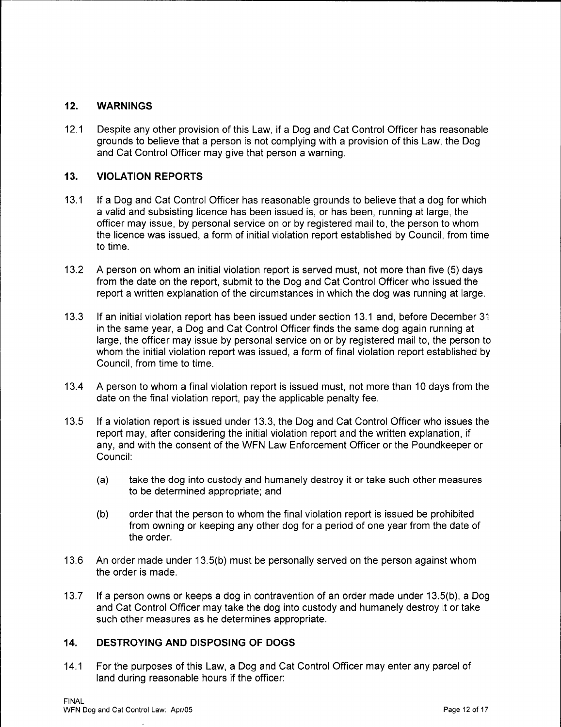## 12. WARNINGS

12.1 Despite any other provision of this Law, if a Dog and Cat Control Officer has reasonable grounds to believe that a person is not complying with a provision of this Law, the Dog and Cat Control Officer may give that person a warning.

## 13. VIOLATION REPORTS

13.1 If a Dog and Cat Control Officer has reasonable grounds to believe that a dog for which a valid and subsisting licence has been issued is, or has been, running at large, the officer may issue, by personal service on or by registered mail to, the person to whom the licence was issued, a form of initial violation report established by Council, from time to time.

13.2 A person on whom an initial violation report is served must, not more than five (5) days from the date on the report, submit to the Dog and Cat Control Officer who issued the report a written explanation of the circumstances in which the dog was running at large.

13.3 If an initial violation report has been issued under section 13.1 and, before December 31 in the same year, a Dog and Cat Control Officer finds the same dog again running at large, the officer may issue by personal service on or by registered mail to, the person to whom the initial violation report was issued, a form of final violation report established by Council, from time to time.

13.4 A person to whom a final violation report is issued must, not more than 10 days from the date on the final violation report, pay the applicable penalty fee.

13.5 If a violation report is issued under 13.3, the Dog and Cat Control Officer who issues the report may, after considering the initial violation report and the written explanation, if any, and with the consent of the WFN Law Enforcement Officer or the Poundkeeper or Council:

(a) take the dog into custody and humanely destroy it or take such other measures to be determined appropriate; and

(b) order that the person to whom the final violation report is issued be prohibited from owning or keeping any other dog for a period of one year from the date of the order.

13.6 An order made under 13.5(b) must be personally served on the person against whom the order is made.

13.7 If a person owns or keeps a dog in contravention of an order made under 13.5(b), a Dog and Cat Control Officer may take the dog into custody and humanely destroy it or take such other measures as he determines appropriate.

## 14. DESTROYING AND DISPOSING OF DOGS

14.1 For the purposes of this Law, a Dog and Cat Control Officer may enter any parcel of land during reasonable hours if the officer: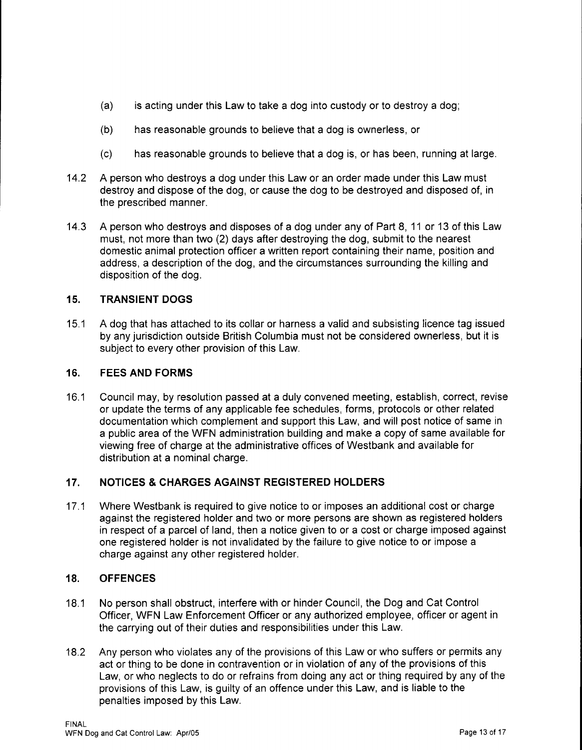(a) is acting under this Law to take a dog into custody or to destroy a dog;

(b) has reasonable grounds to believe that a dog is ownerless, or

(c) has reasonable grounds to believe that a dog is, or has been, running at large.

14.2 A person who destroys a dog under this Law or an order made under this Law must destroy and dispose of the dog, or cause the dog to be destroyed and disposed of, in the prescribed manner.

14.3 A person who destroys and disposes of a dog under any of Part 8, 11 or 13 of this Law must, not more than two (2) days after destroying the dog, submit to the nearest domestic animal protection officer a written report containing their name, position and address, a description of the dog, and the circumstances surrounding the killing and disposition of the dog.

## 15. TRANSIENT DOGS

15.1 A dog that has attached to its collar or harness a valid and subsisting licence tag issued by any jurisdiction outside British Columbia must not be considered ownerless, but it is subject to every other provision of this Law.

## 16. FEES AND FORMS

16.1 Council may, by resolution passed at a duly convened meeting, establish, correct, revise or update the terms of any applicable fee schedules, forms, protocols or other related documentation which complement and support this Law, and will post notice of same in a public area of the WFN administration building and make a copy of same available for viewing free of charge at the administrative offices of Westbank and available for distribution at a nominal charge.

## 17. NOTICES & CHARGES AGAINST REGISTERED HOLDERS

17.1 Where Westbank is required to give notice to or imposes an additional cost or charge against the registered holder and two or more persons are shown as registered holders in respect of a parcel of land, then a notice given to or a cost or charge imposed against one registered holder is not invalidated by the failure to give notice to or impose a charge against any other registered holder.

## 18. OFFENCES

18.1 No person shall obstruct, interfere with or hinder Council, the Dog and Cat Control Officer, WFN Law Enforcement Officer or any authorized employee, officer or agent in the carrying out of their duties and responsibilities under this Law.

18.2 Any person who violates any of the provisions of this Law or who suffers or permits any act or thing to be done in contravention or in violation of any of the provisions of this Law, or who neglects to do or refrains from doing any act or thing required by any of the provisions of this Law, is guilty of an offence under this Law, and is liable to the penalties imposed by this Law.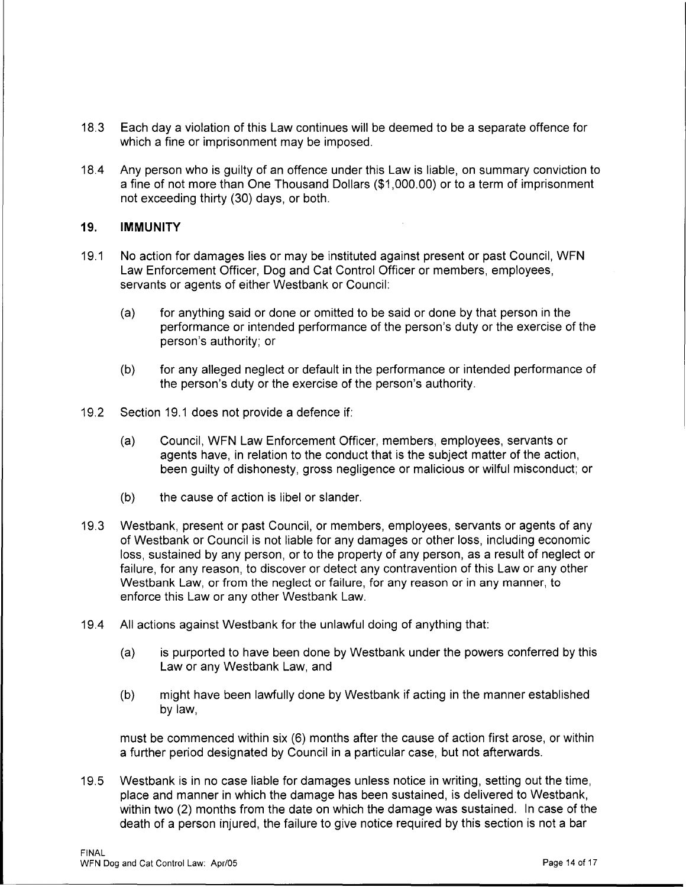18.3 Each day a violation of this Law continues will be deemed to be a separate offence for which a fine or imprisonment may be imposed.

18.4 Any person who is guilty of an offence under this Law is liable, on summary conviction to a fine of not more than One Thousand Dollars ($1,000.00) or to a term of imprisonment not exceeding thirty (30) days, or both.

## 19. IMMUNITY

19.1 No action for damages lies or may be instituted against present or past Council, WFN Law Enforcement Officer, Dog and Cat Control Officer or members, employees, servants or agents of either Westbank or Council:

(a) for anything said or done or omitted to be said or done by that person in the performance or intended performance of the person's duty or the exercise of the person's authority; or

(b) for any alleged neglect or default in the performance or intended performance of the person's duty or the exercise of the person's authority.

19.2 Section 19.1 does not provide a defence if:

(a) Council, WFN Law Enforcement Officer, members, employees, servants or agents have, in relation to the conduct that is the subject matter of the action, been guilty of dishonesty, gross negligence or malicious or wilful misconduct; or

(b) the cause of action is libel or slander.

19.3 Westbank, present or past Council, or members, employees, servants or agents of any of Westbank or Council is not liable for any damages or other loss, including economic loss, sustained by any person, or to the property of any person, as a result of neglect or failure, for any reason, to discover or detect any contravention of this Law or any other Westbank Law, or from the neglect or failure, for any reason or in any manner, to enforce this Law or any other Westbank Law.

19.4 All actions against Westbank for the unlawful doing of anything that:

(a) is purported to have been done by Westbank under the powers conferred by this Law or any Westbank Law, and

(b) might have been lawfully done by Westbank if acting in the manner established by law,

must be commenced within six (6) months after the cause of action first arose, or within a further period designated by Council in a particular case, but not afterwards.

19.5 Westbank is in no case liable for damages unless notice in writing, setting out the time, place and manner in which the damage has been sustained, is delivered to Westbank, within two (2) months from the date on which the damage was sustained. In case of the death of a person injured, the failure to give notice required by this section is not a bar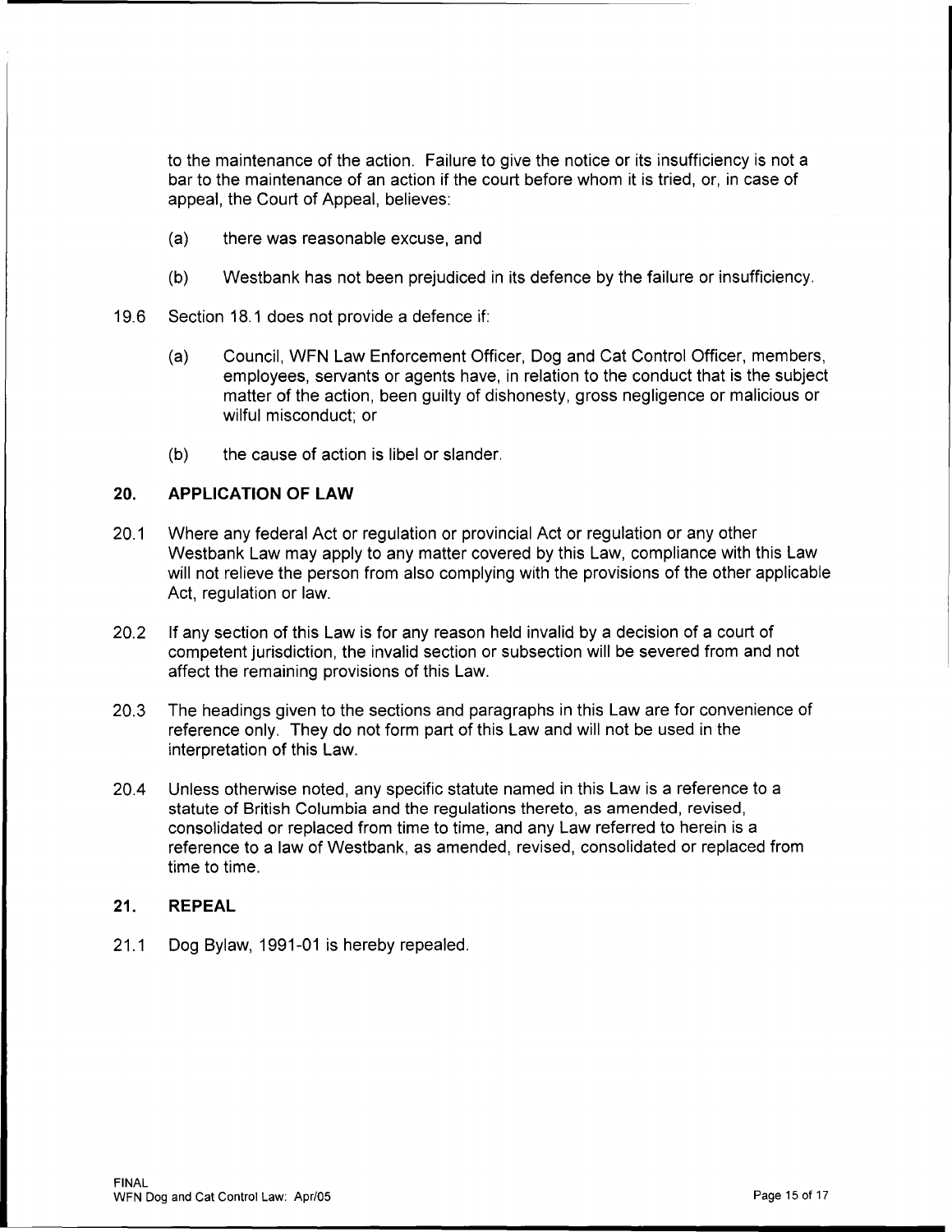to the maintenance of the action. Failure to give the notice or its insufficiency is not a bar to the maintenance of an action if the court before whom it is tried, or, in case of appeal, the Court of Appeal, believes:

(a) there was reasonable excuse, and

(b) Westbank has not been prejudiced in its defence by the failure or insufficiency.

19.6 Section 18.1 does not provide a defence if:

(a) Council, WFN Law Enforcement Officer, Dog and Cat Control Officer, members, employees, servants or agents have, in relation to the conduct that is the subject matter of the action, been guilty of dishonesty, gross negligence or malicious or wilful misconduct; or

(b) the cause of action is libel or slander.

## 20. APPLICATION OF LAW

20.1 Where any federal Act or regulation or provincial Act or regulation or any other Westbank Law may apply to any matter covered by this Law, compliance with this Law will not relieve the person from also complying with the provisions of the other applicable Act, regulation or law.

20.2 If any section of this Law is for any reason held invalid by a decision of a court of competent jurisdiction, the invalid section or subsection will be severed from and not affect the remaining provisions of this Law.

20.3 The headings given to the sections and paragraphs in this Law are for convenience of reference only. They do not form part of this Law and will not be used in the interpretation of this Law.

20.4 Unless otherwise noted, any specific statute named in this Law is a reference to a statute of British Columbia and the regulations thereto, as amended, revised, consolidated or replaced from time to time, and any Law referred to herein is a reference to a law of Westbank, as amended, revised, consolidated or replaced from time to time.

## 21. REPEAL

21.1 Dog Bylaw, 1991-01 is hereby repealed.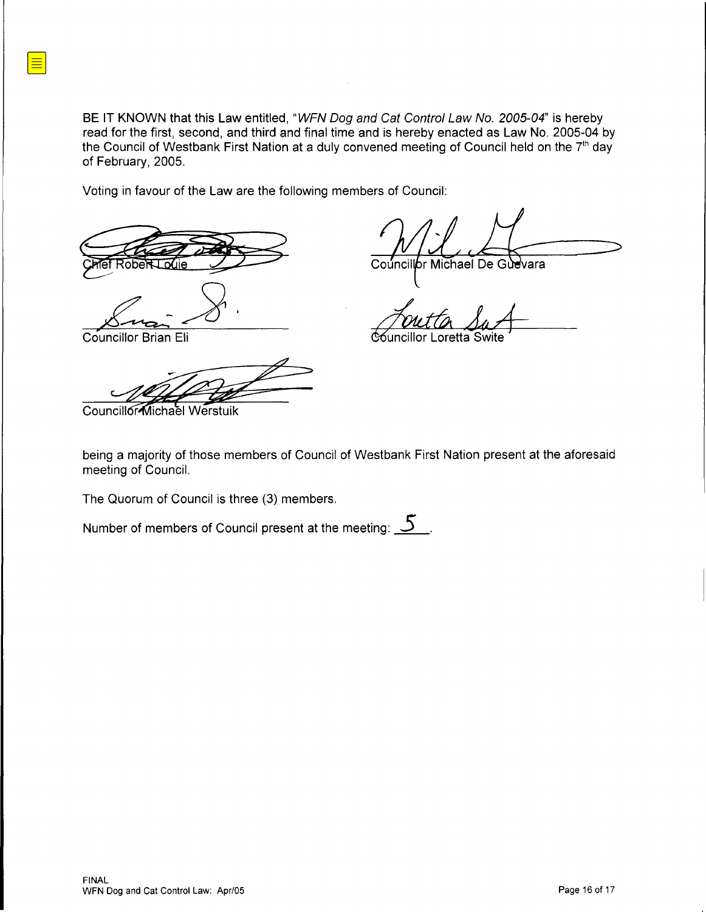BE IT KNOWN that this Law entitled, "*WFN Dog and Cat Control Law No. 2005-04*" is hereby read for the first, second, and third and final time and is hereby enacted as Law No. 2005-04 by the Council of Westbank First Nation at a duly convened meeting of Council held on the 7th day of February, 2005.

Voting in favour of the Law are the following members of Council:

Chief Robert Louie

Councillor Michael De Guevara

Councillor Brian Eli

Councillor Loretta Swite

Councillor Michael Werstuik

being a majority of those members of Council of Westbank First Nation present at the aforesaid meeting of Council.

The Quorum of Council is three (3) members.

Number of members of Council present at the meeting: 5.

FINAL
WFN Dog and Cat Control Law: Apr/05